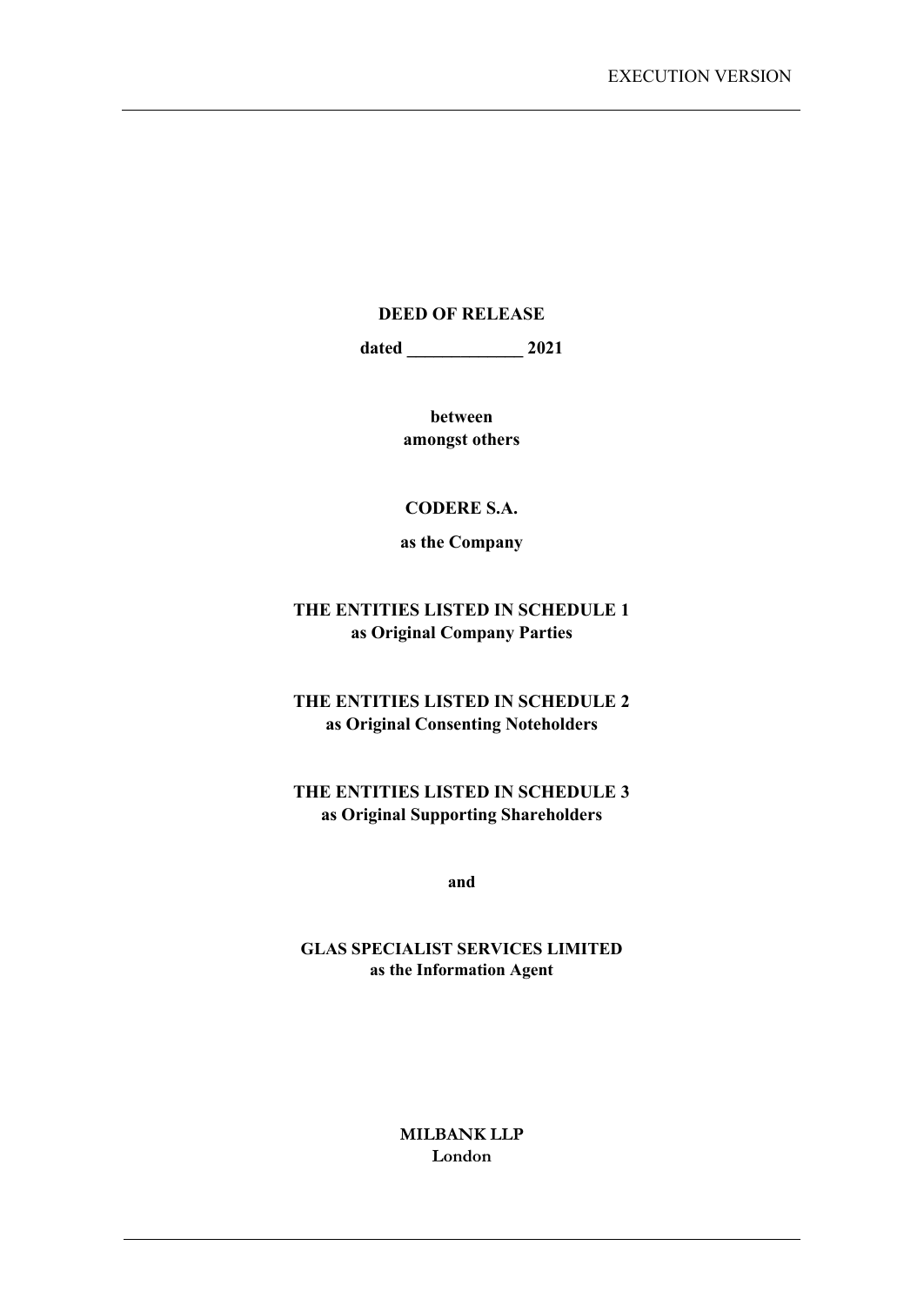EXECUTION VERSION

**DEED OF RELEASE**

**dated _____________ 2021**

**between**
**amongst others**

**CODERE S.A.**

**as the Company**

**THE ENTITIES LISTED IN SCHEDULE 1**
**as Original Company Parties**

**THE ENTITIES LISTED IN SCHEDULE 2**
**as Original Consenting Noteholders**

**THE ENTITIES LISTED IN SCHEDULE 3**
**as Original Supporting Shareholders**

**and**

**GLAS SPECIALIST SERVICES LIMITED**
**as the Information Agent**

**MILBANK LLP**
**London**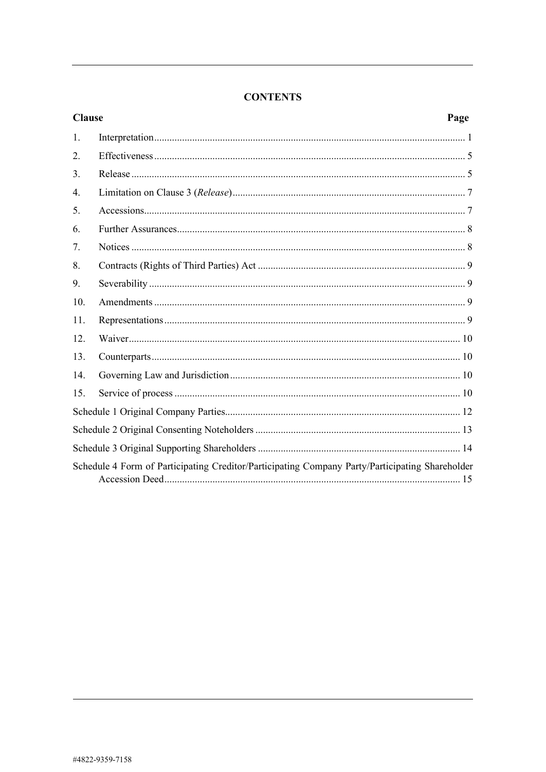# CONTENTS

| Clause | | Page |
|---|---|---|
| 1. | Interpretation | 1 |
| 2. | Effectiveness | 5 |
| 3. | Release | 5 |
| 4. | Limitation on Clause 3 (*Release*) | 7 |
| 5. | Accessions | 7 |
| 6. | Further Assurances | 8 |
| 7. | Notices | 8 |
| 8. | Contracts (Rights of Third Parties) Act | 9 |
| 9. | Severability | 9 |
| 10. | Amendments | 9 |
| 11. | Representations | 9 |
| 12. | Waiver | 10 |
| 13. | Counterparts | 10 |
| 14. | Governing Law and Jurisdiction | 10 |
| 15. | Service of process | 10 |
| Schedule 1 Original Company Parties | | 12 |
| Schedule 2 Original Consenting Noteholders | | 13 |
| Schedule 3 Original Supporting Shareholders | | 14 |
| Schedule 4 Form of Participating Creditor/Participating Company Party/Participating Shareholder Accession Deed | | 15 |

#4822-9359-7158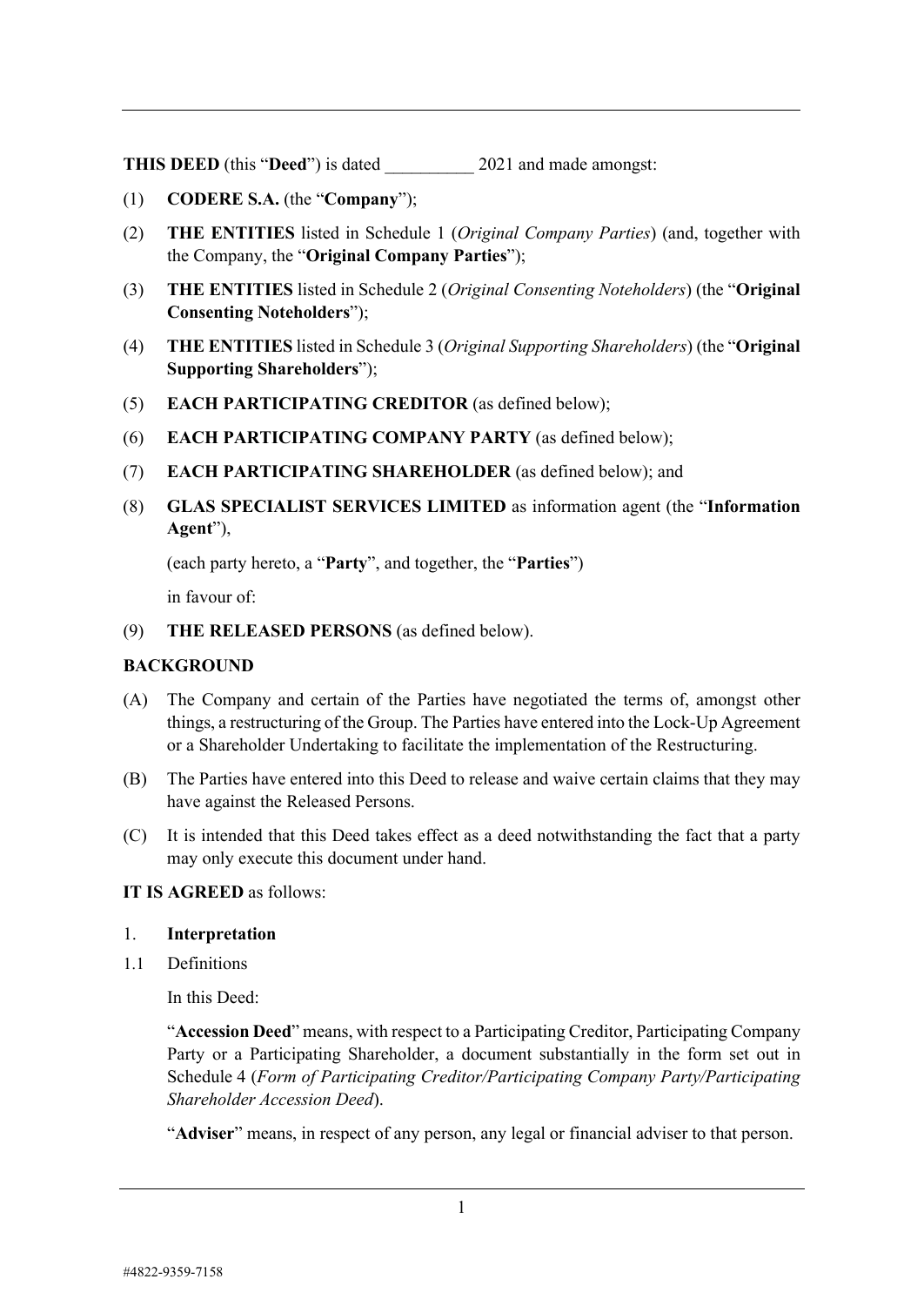**THIS DEED** (this "**Deed**") is dated __________ 2021 and made amongst:

(1) **CODERE S.A.** (the "**Company**");

(2) **THE ENTITIES** listed in Schedule 1 (*Original Company Parties*) (and, together with the Company, the "**Original Company Parties**");

(3) **THE ENTITIES** listed in Schedule 2 (*Original Consenting Noteholders*) (the "**Original Consenting Noteholders**");

(4) **THE ENTITIES** listed in Schedule 3 (*Original Supporting Shareholders*) (the "**Original Supporting Shareholders**");

(5) **EACH PARTICIPATING CREDITOR** (as defined below);

(6) **EACH PARTICIPATING COMPANY PARTY** (as defined below);

(7) **EACH PARTICIPATING SHAREHOLDER** (as defined below); and

(8) **GLAS SPECIALIST SERVICES LIMITED** as information agent (the "**Information Agent**"),

(each party hereto, a "**Party**", and together, the "**Parties**")

in favour of:

(9) **THE RELEASED PERSONS** (as defined below).

**BACKGROUND**

(A) The Company and certain of the Parties have negotiated the terms of, amongst other things, a restructuring of the Group. The Parties have entered into the Lock-Up Agreement or a Shareholder Undertaking to facilitate the implementation of the Restructuring.

(B) The Parties have entered into this Deed to release and waive certain claims that they may have against the Released Persons.

(C) It is intended that this Deed takes effect as a deed notwithstanding the fact that a party may only execute this document under hand.

**IT IS AGREED** as follows:

1. **Interpretation**

1.1 Definitions

In this Deed:

"**Accession Deed**" means, with respect to a Participating Creditor, Participating Company Party or a Participating Shareholder, a document substantially in the form set out in Schedule 4 (*Form of Participating Creditor/Participating Company Party/Participating Shareholder Accession Deed*).

"**Adviser**" means, in respect of any person, any legal or financial adviser to that person.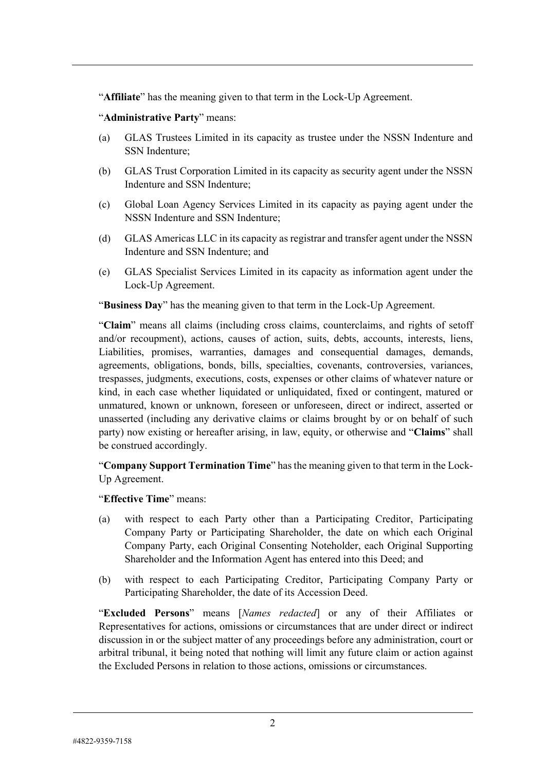"**Affiliate**" has the meaning given to that term in the Lock-Up Agreement.

"**Administrative Party**" means:

(a) GLAS Trustees Limited in its capacity as trustee under the NSSN Indenture and SSN Indenture;

(b) GLAS Trust Corporation Limited in its capacity as security agent under the NSSN Indenture and SSN Indenture;

(c) Global Loan Agency Services Limited in its capacity as paying agent under the NSSN Indenture and SSN Indenture;

(d) GLAS Americas LLC in its capacity as registrar and transfer agent under the NSSN Indenture and SSN Indenture; and

(e) GLAS Specialist Services Limited in its capacity as information agent under the Lock-Up Agreement.

"**Business Day**" has the meaning given to that term in the Lock-Up Agreement.

"**Claim**" means all claims (including cross claims, counterclaims, and rights of setoff and/or recoupment), actions, causes of action, suits, debts, accounts, interests, liens, Liabilities, promises, warranties, damages and consequential damages, demands, agreements, obligations, bonds, bills, specialties, covenants, controversies, variances, trespasses, judgments, executions, costs, expenses or other claims of whatever nature or kind, in each case whether liquidated or unliquidated, fixed or contingent, matured or unmatured, known or unknown, foreseen or unforeseen, direct or indirect, asserted or unasserted (including any derivative claims or claims brought by or on behalf of such party) now existing or hereafter arising, in law, equity, or otherwise and "**Claims**" shall be construed accordingly.

"**Company Support Termination Time**" has the meaning given to that term in the Lock-Up Agreement.

"**Effective Time**" means:

(a) with respect to each Party other than a Participating Creditor, Participating Company Party or Participating Shareholder, the date on which each Original Company Party, each Original Consenting Noteholder, each Original Supporting Shareholder and the Information Agent has entered into this Deed; and

(b) with respect to each Participating Creditor, Participating Company Party or Participating Shareholder, the date of its Accession Deed.

"**Excluded Persons**" means [*Names redacted*] or any of their Affiliates or Representatives for actions, omissions or circumstances that are under direct or indirect discussion in or the subject matter of any proceedings before any administration, court or arbitral tribunal, it being noted that nothing will limit any future claim or action against the Excluded Persons in relation to those actions, omissions or circumstances.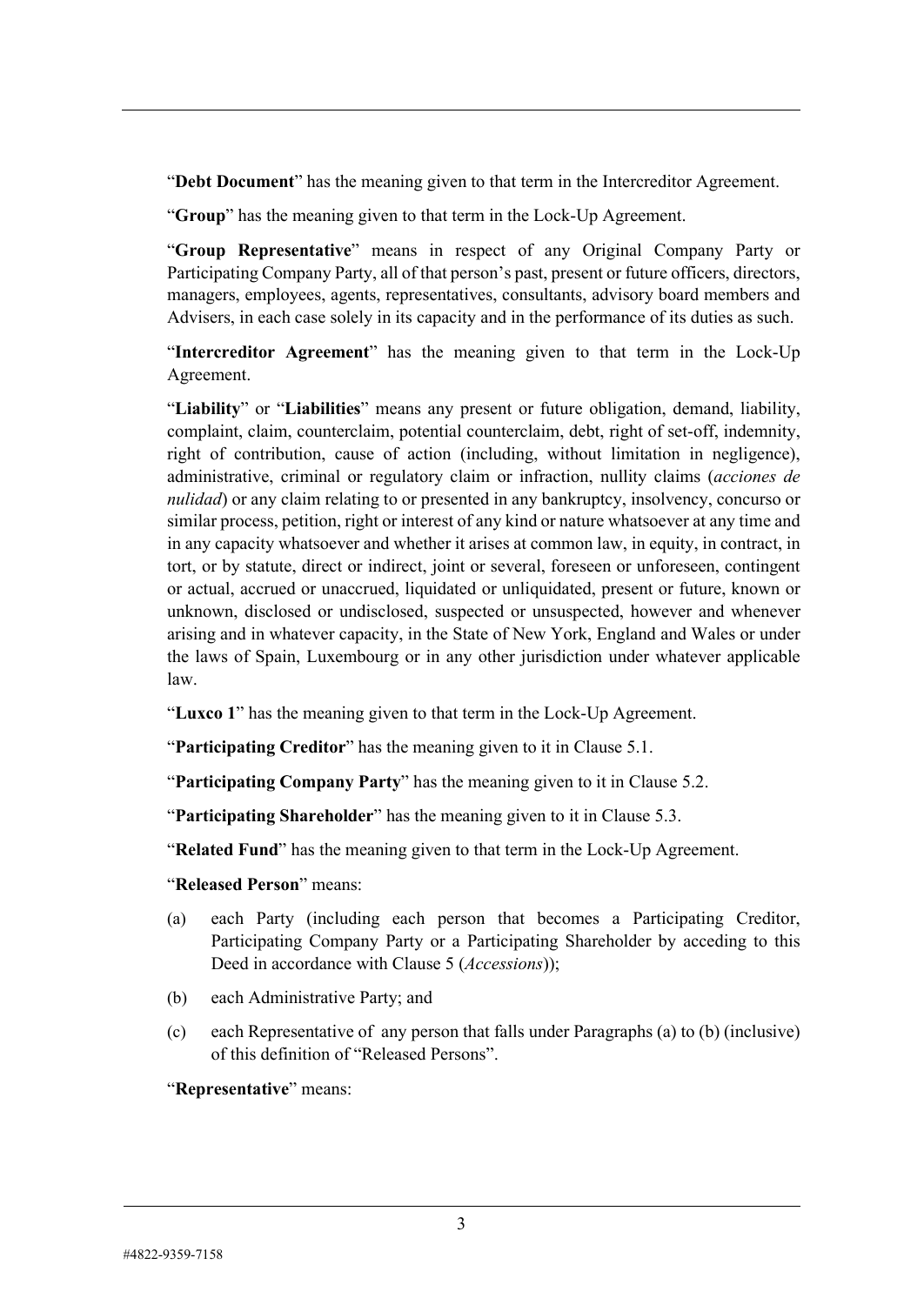"**Debt Document**" has the meaning given to that term in the Intercreditor Agreement.

"**Group**" has the meaning given to that term in the Lock-Up Agreement.

"**Group Representative**" means in respect of any Original Company Party or Participating Company Party, all of that person's past, present or future officers, directors, managers, employees, agents, representatives, consultants, advisory board members and Advisers, in each case solely in its capacity and in the performance of its duties as such.

"**Intercreditor Agreement**" has the meaning given to that term in the Lock-Up Agreement.

"**Liability**" or "**Liabilities**" means any present or future obligation, demand, liability, complaint, claim, counterclaim, potential counterclaim, debt, right of set-off, indemnity, right of contribution, cause of action (including, without limitation in negligence), administrative, criminal or regulatory claim or infraction, nullity claims (*acciones de nulidad*) or any claim relating to or presented in any bankruptcy, insolvency, concurso or similar process, petition, right or interest of any kind or nature whatsoever at any time and in any capacity whatsoever and whether it arises at common law, in equity, in contract, in tort, or by statute, direct or indirect, joint or several, foreseen or unforeseen, contingent or actual, accrued or unaccrued, liquidated or unliquidated, present or future, known or unknown, disclosed or undisclosed, suspected or unsuspected, however and whenever arising and in whatever capacity, in the State of New York, England and Wales or under the laws of Spain, Luxembourg or in any other jurisdiction under whatever applicable law.

"**Luxco 1**" has the meaning given to that term in the Lock-Up Agreement.

"**Participating Creditor**" has the meaning given to it in Clause 5.1.

"**Participating Company Party**" has the meaning given to it in Clause 5.2.

"**Participating Shareholder**" has the meaning given to it in Clause 5.3.

"**Related Fund**" has the meaning given to that term in the Lock-Up Agreement.

"**Released Person**" means:

(a) each Party (including each person that becomes a Participating Creditor, Participating Company Party or a Participating Shareholder by acceding to this Deed in accordance with Clause 5 (*Accessions*));

(b) each Administrative Party; and

(c) each Representative of any person that falls under Paragraphs (a) to (b) (inclusive) of this definition of "Released Persons".

"**Representative**" means: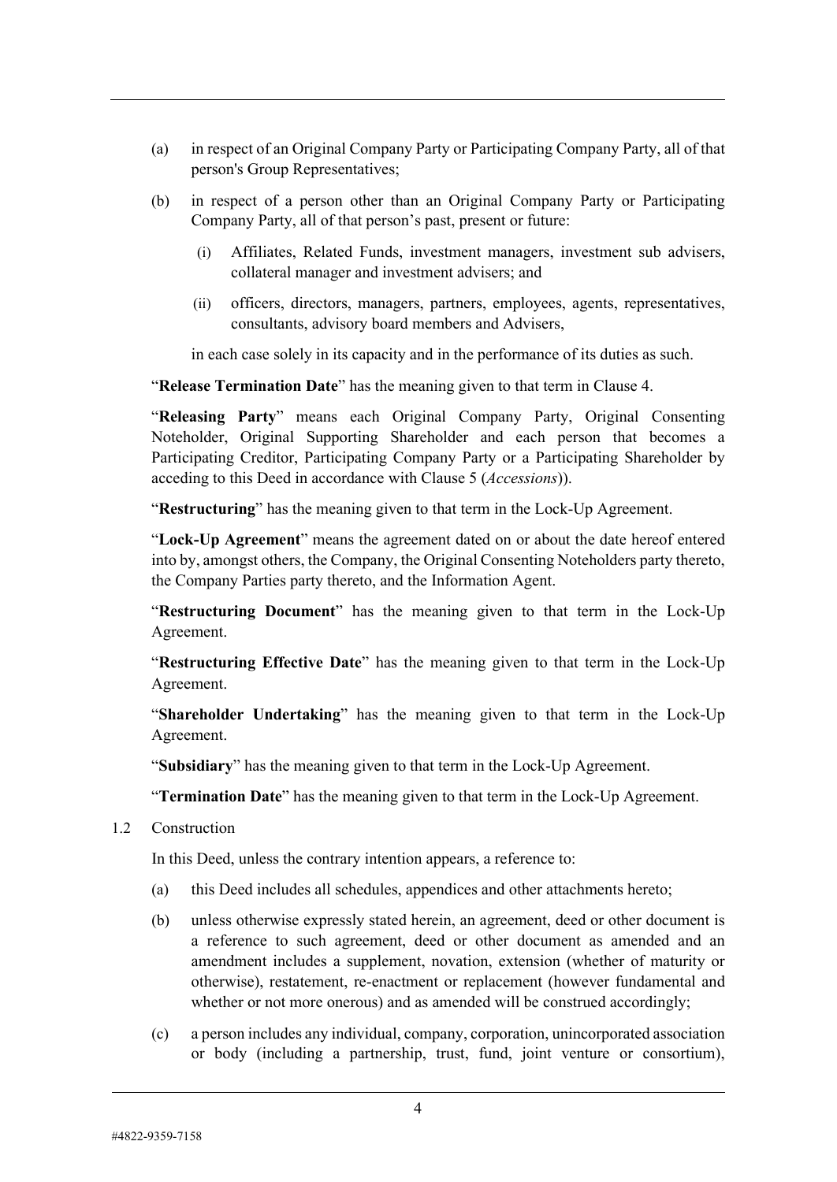(a) in respect of an Original Company Party or Participating Company Party, all of that person's Group Representatives;

(b) in respect of a person other than an Original Company Party or Participating Company Party, all of that person's past, present or future:

(i) Affiliates, Related Funds, investment managers, investment sub advisers, collateral manager and investment advisers; and

(ii) officers, directors, managers, partners, employees, agents, representatives, consultants, advisory board members and Advisers,

in each case solely in its capacity and in the performance of its duties as such.

"**Release Termination Date**" has the meaning given to that term in Clause 4.

"**Releasing Party**" means each Original Company Party, Original Consenting Noteholder, Original Supporting Shareholder and each person that becomes a Participating Creditor, Participating Company Party or a Participating Shareholder by acceding to this Deed in accordance with Clause 5 (*Accessions*)).

"**Restructuring**" has the meaning given to that term in the Lock-Up Agreement.

"**Lock-Up Agreement**" means the agreement dated on or about the date hereof entered into by, amongst others, the Company, the Original Consenting Noteholders party thereto, the Company Parties party thereto, and the Information Agent.

"**Restructuring Document**" has the meaning given to that term in the Lock-Up Agreement.

"**Restructuring Effective Date**" has the meaning given to that term in the Lock-Up Agreement.

"**Shareholder Undertaking**" has the meaning given to that term in the Lock-Up Agreement.

"**Subsidiary**" has the meaning given to that term in the Lock-Up Agreement.

"**Termination Date**" has the meaning given to that term in the Lock-Up Agreement.

1.2 Construction

In this Deed, unless the contrary intention appears, a reference to:

(a) this Deed includes all schedules, appendices and other attachments hereto;

(b) unless otherwise expressly stated herein, an agreement, deed or other document is a reference to such agreement, deed or other document as amended and an amendment includes a supplement, novation, extension (whether of maturity or otherwise), restatement, re-enactment or replacement (however fundamental and whether or not more onerous) and as amended will be construed accordingly;

(c) a person includes any individual, company, corporation, unincorporated association or body (including a partnership, trust, fund, joint venture or consortium),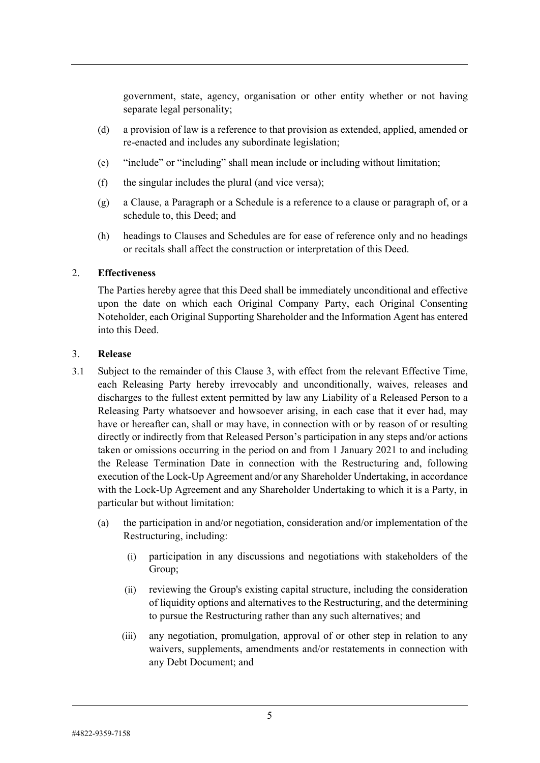government, state, agency, organisation or other entity whether or not having separate legal personality;

(d) a provision of law is a reference to that provision as extended, applied, amended or re-enacted and includes any subordinate legislation;

(e) "include" or "including" shall mean include or including without limitation;

(f) the singular includes the plural (and vice versa);

(g) a Clause, a Paragraph or a Schedule is a reference to a clause or paragraph of, or a schedule to, this Deed; and

(h) headings to Clauses and Schedules are for ease of reference only and no headings or recitals shall affect the construction or interpretation of this Deed.

## 2. Effectiveness

The Parties hereby agree that this Deed shall be immediately unconditional and effective upon the date on which each Original Company Party, each Original Consenting Noteholder, each Original Supporting Shareholder and the Information Agent has entered into this Deed.

## 3. Release

3.1 Subject to the remainder of this Clause 3, with effect from the relevant Effective Time, each Releasing Party hereby irrevocably and unconditionally, waives, releases and discharges to the fullest extent permitted by law any Liability of a Released Person to a Releasing Party whatsoever and howsoever arising, in each case that it ever had, may have or hereafter can, shall or may have, in connection with or by reason of or resulting directly or indirectly from that Released Person's participation in any steps and/or actions taken or omissions occurring in the period on and from 1 January 2021 to and including the Release Termination Date in connection with the Restructuring and, following execution of the Lock-Up Agreement and/or any Shareholder Undertaking, in accordance with the Lock-Up Agreement and any Shareholder Undertaking to which it is a Party, in particular but without limitation:

(a) the participation in and/or negotiation, consideration and/or implementation of the Restructuring, including:

(i) participation in any discussions and negotiations with stakeholders of the Group;

(ii) reviewing the Group's existing capital structure, including the consideration of liquidity options and alternatives to the Restructuring, and the determining to pursue the Restructuring rather than any such alternatives; and

(iii) any negotiation, promulgation, approval of or other step in relation to any waivers, supplements, amendments and/or restatements in connection with any Debt Document; and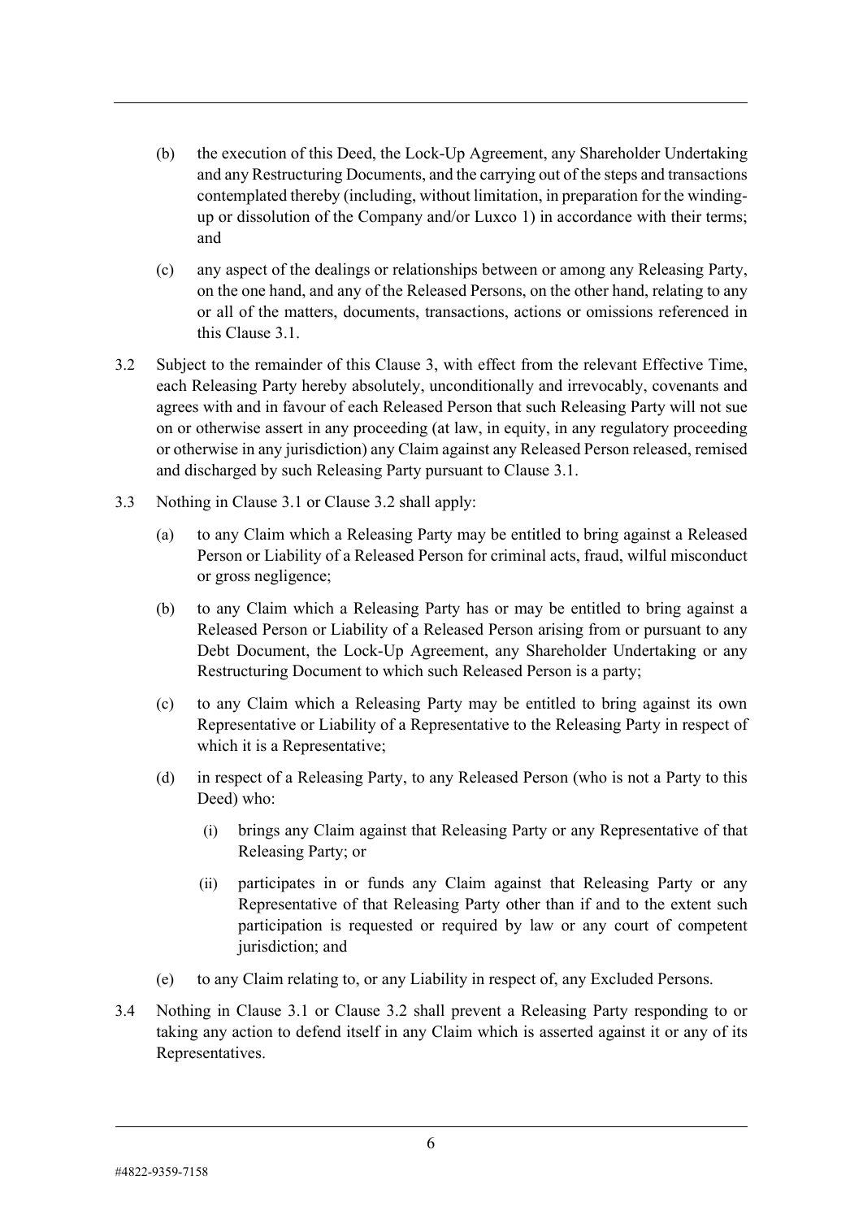(b) the execution of this Deed, the Lock-Up Agreement, any Shareholder Undertaking and any Restructuring Documents, and the carrying out of the steps and transactions contemplated thereby (including, without limitation, in preparation for the winding-up or dissolution of the Company and/or Luxco 1) in accordance with their terms; and

(c) any aspect of the dealings or relationships between or among any Releasing Party, on the one hand, and any of the Released Persons, on the other hand, relating to any or all of the matters, documents, transactions, actions or omissions referenced in this Clause 3.1.

3.2 Subject to the remainder of this Clause 3, with effect from the relevant Effective Time, each Releasing Party hereby absolutely, unconditionally and irrevocably, covenants and agrees with and in favour of each Released Person that such Releasing Party will not sue on or otherwise assert in any proceeding (at law, in equity, in any regulatory proceeding or otherwise in any jurisdiction) any Claim against any Released Person released, remised and discharged by such Releasing Party pursuant to Clause 3.1.

3.3 Nothing in Clause 3.1 or Clause 3.2 shall apply:

(a) to any Claim which a Releasing Party may be entitled to bring against a Released Person or Liability of a Released Person for criminal acts, fraud, wilful misconduct or gross negligence;

(b) to any Claim which a Releasing Party has or may be entitled to bring against a Released Person or Liability of a Released Person arising from or pursuant to any Debt Document, the Lock-Up Agreement, any Shareholder Undertaking or any Restructuring Document to which such Released Person is a party;

(c) to any Claim which a Releasing Party may be entitled to bring against its own Representative or Liability of a Representative to the Releasing Party in respect of which it is a Representative;

(d) in respect of a Releasing Party, to any Released Person (who is not a Party to this Deed) who:

(i) brings any Claim against that Releasing Party or any Representative of that Releasing Party; or

(ii) participates in or funds any Claim against that Releasing Party or any Representative of that Releasing Party other than if and to the extent such participation is requested or required by law or any court of competent jurisdiction; and

(e) to any Claim relating to, or any Liability in respect of, any Excluded Persons.

3.4 Nothing in Clause 3.1 or Clause 3.2 shall prevent a Releasing Party responding to or taking any action to defend itself in any Claim which is asserted against it or any of its Representatives.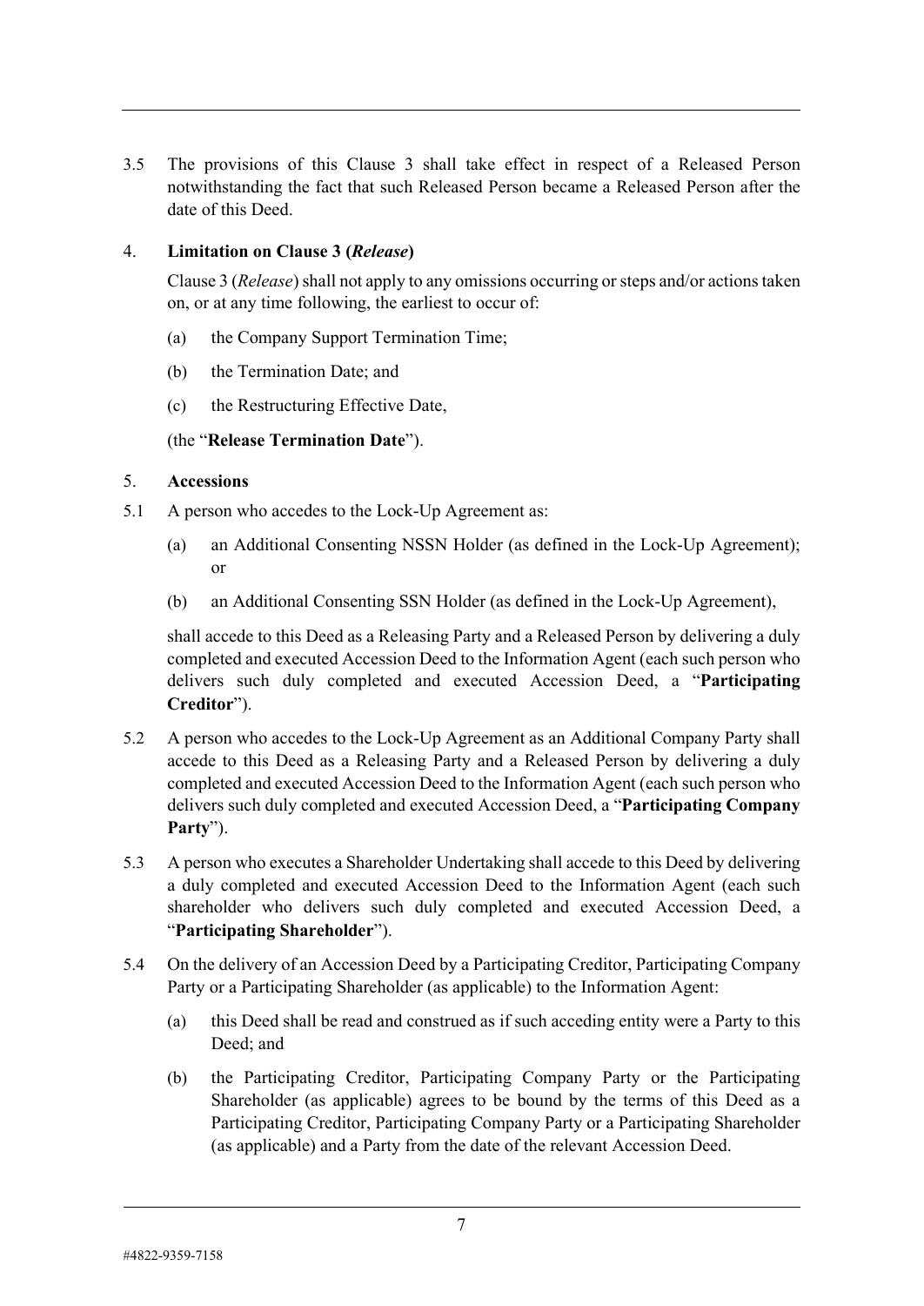3.5 The provisions of this Clause 3 shall take effect in respect of a Released Person notwithstanding the fact that such Released Person became a Released Person after the date of this Deed.

## 4. Limitation on Clause 3 (*Release*)

Clause 3 (*Release*) shall not apply to any omissions occurring or steps and/or actions taken on, or at any time following, the earliest to occur of:

(a) the Company Support Termination Time;

(b) the Termination Date; and

(c) the Restructuring Effective Date,

(the "**Release Termination Date**").

## 5. Accessions

5.1 A person who accedes to the Lock-Up Agreement as:

(a) an Additional Consenting NSSN Holder (as defined in the Lock-Up Agreement); or

(b) an Additional Consenting SSN Holder (as defined in the Lock-Up Agreement),

shall accede to this Deed as a Releasing Party and a Released Person by delivering a duly completed and executed Accession Deed to the Information Agent (each such person who delivers such duly completed and executed Accession Deed, a "**Participating Creditor**").

5.2 A person who accedes to the Lock-Up Agreement as an Additional Company Party shall accede to this Deed as a Releasing Party and a Released Person by delivering a duly completed and executed Accession Deed to the Information Agent (each such person who delivers such duly completed and executed Accession Deed, a "**Participating Company Party**").

5.3 A person who executes a Shareholder Undertaking shall accede to this Deed by delivering a duly completed and executed Accession Deed to the Information Agent (each such shareholder who delivers such duly completed and executed Accession Deed, a "**Participating Shareholder**").

5.4 On the delivery of an Accession Deed by a Participating Creditor, Participating Company Party or a Participating Shareholder (as applicable) to the Information Agent:

(a) this Deed shall be read and construed as if such acceding entity were a Party to this Deed; and

(b) the Participating Creditor, Participating Company Party or the Participating Shareholder (as applicable) agrees to be bound by the terms of this Deed as a Participating Creditor, Participating Company Party or a Participating Shareholder (as applicable) and a Party from the date of the relevant Accession Deed.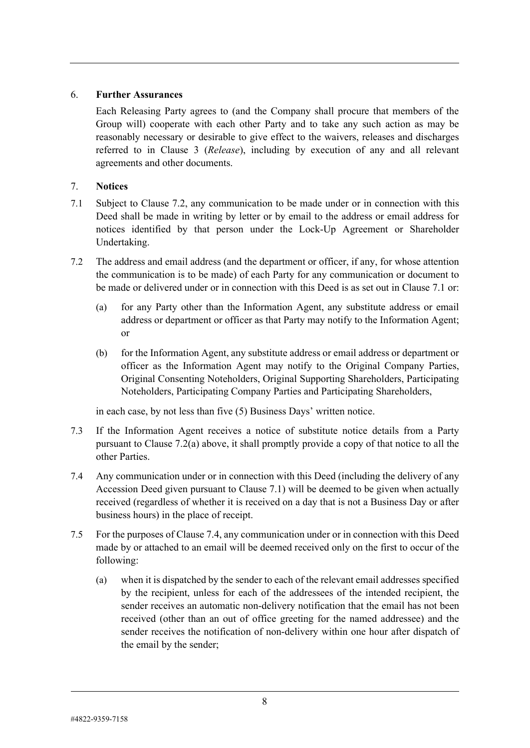## 6. **Further Assurances**

Each Releasing Party agrees to (and the Company shall procure that members of the Group will) cooperate with each other Party and to take any such action as may be reasonably necessary or desirable to give effect to the waivers, releases and discharges referred to in Clause 3 (*Release*), including by execution of any and all relevant agreements and other documents.

## 7. **Notices**

7.1 Subject to Clause 7.2, any communication to be made under or in connection with this Deed shall be made in writing by letter or by email to the address or email address for notices identified by that person under the Lock-Up Agreement or Shareholder Undertaking.

7.2 The address and email address (and the department or officer, if any, for whose attention the communication is to be made) of each Party for any communication or document to be made or delivered under or in connection with this Deed is as set out in Clause 7.1 or:

(a) for any Party other than the Information Agent, any substitute address or email address or department or officer as that Party may notify to the Information Agent; or

(b) for the Information Agent, any substitute address or email address or department or officer as the Information Agent may notify to the Original Company Parties, Original Consenting Noteholders, Original Supporting Shareholders, Participating Noteholders, Participating Company Parties and Participating Shareholders,

in each case, by not less than five (5) Business Days' written notice.

7.3 If the Information Agent receives a notice of substitute notice details from a Party pursuant to Clause 7.2(a) above, it shall promptly provide a copy of that notice to all the other Parties.

7.4 Any communication under or in connection with this Deed (including the delivery of any Accession Deed given pursuant to Clause 7.1) will be deemed to be given when actually received (regardless of whether it is received on a day that is not a Business Day or after business hours) in the place of receipt.

7.5 For the purposes of Clause 7.4, any communication under or in connection with this Deed made by or attached to an email will be deemed received only on the first to occur of the following:

(a) when it is dispatched by the sender to each of the relevant email addresses specified by the recipient, unless for each of the addressees of the intended recipient, the sender receives an automatic non-delivery notification that the email has not been received (other than an out of office greeting for the named addressee) and the sender receives the notification of non-delivery within one hour after dispatch of the email by the sender;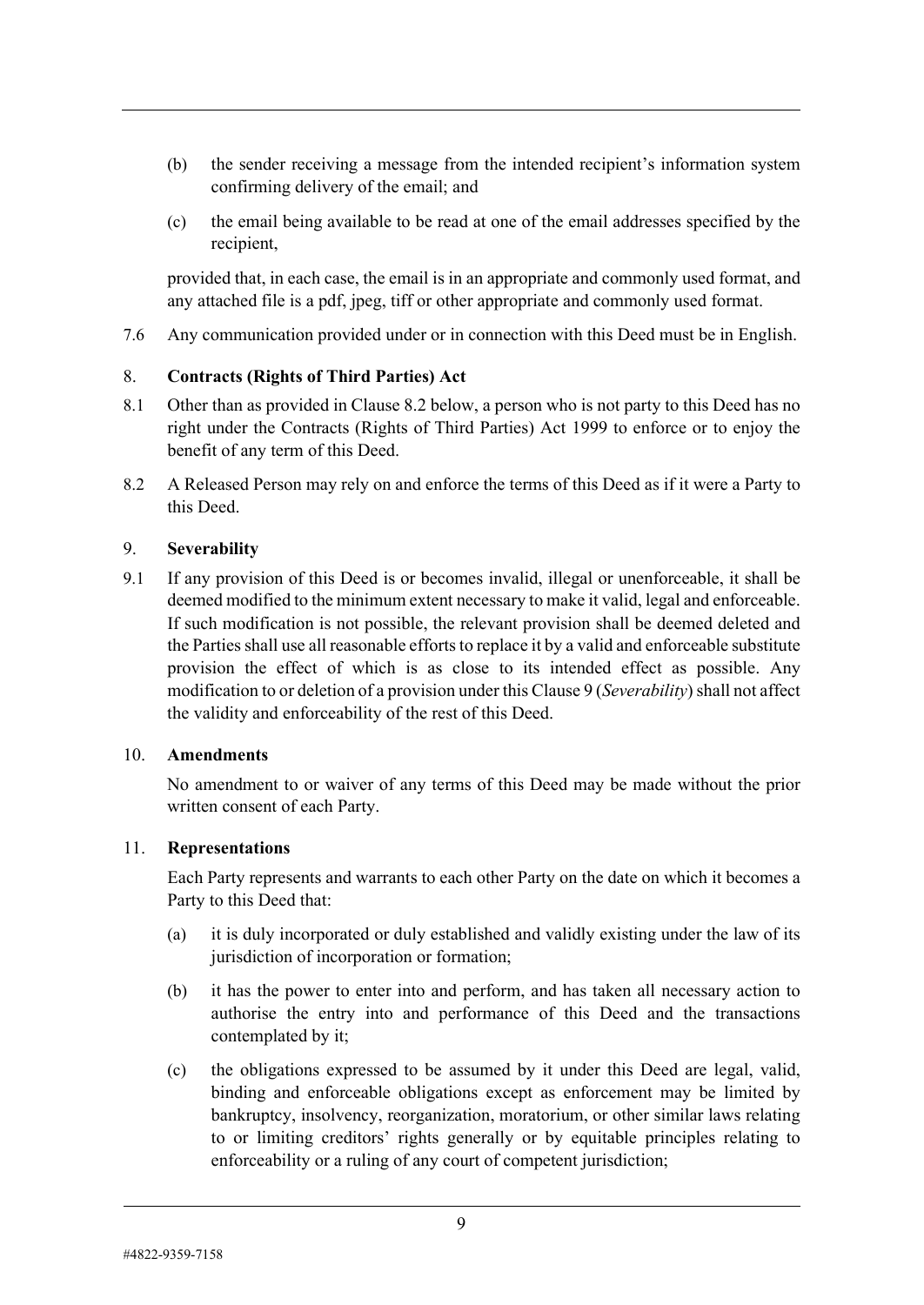(b) the sender receiving a message from the intended recipient's information system confirming delivery of the email; and

(c) the email being available to be read at one of the email addresses specified by the recipient,

provided that, in each case, the email is in an appropriate and commonly used format, and any attached file is a pdf, jpeg, tiff or other appropriate and commonly used format.

7.6 Any communication provided under or in connection with this Deed must be in English.

## 8. **Contracts (Rights of Third Parties) Act**

8.1 Other than as provided in Clause 8.2 below, a person who is not party to this Deed has no right under the Contracts (Rights of Third Parties) Act 1999 to enforce or to enjoy the benefit of any term of this Deed.

8.2 A Released Person may rely on and enforce the terms of this Deed as if it were a Party to this Deed.

## 9. **Severability**

9.1 If any provision of this Deed is or becomes invalid, illegal or unenforceable, it shall be deemed modified to the minimum extent necessary to make it valid, legal and enforceable. If such modification is not possible, the relevant provision shall be deemed deleted and the Parties shall use all reasonable efforts to replace it by a valid and enforceable substitute provision the effect of which is as close to its intended effect as possible. Any modification to or deletion of a provision under this Clause 9 (*Severability*) shall not affect the validity and enforceability of the rest of this Deed.

## 10. **Amendments**

No amendment to or waiver of any terms of this Deed may be made without the prior written consent of each Party.

## 11. **Representations**

Each Party represents and warrants to each other Party on the date on which it becomes a Party to this Deed that:

(a) it is duly incorporated or duly established and validly existing under the law of its jurisdiction of incorporation or formation;

(b) it has the power to enter into and perform, and has taken all necessary action to authorise the entry into and performance of this Deed and the transactions contemplated by it;

(c) the obligations expressed to be assumed by it under this Deed are legal, valid, binding and enforceable obligations except as enforcement may be limited by bankruptcy, insolvency, reorganization, moratorium, or other similar laws relating to or limiting creditors' rights generally or by equitable principles relating to enforceability or a ruling of any court of competent jurisdiction;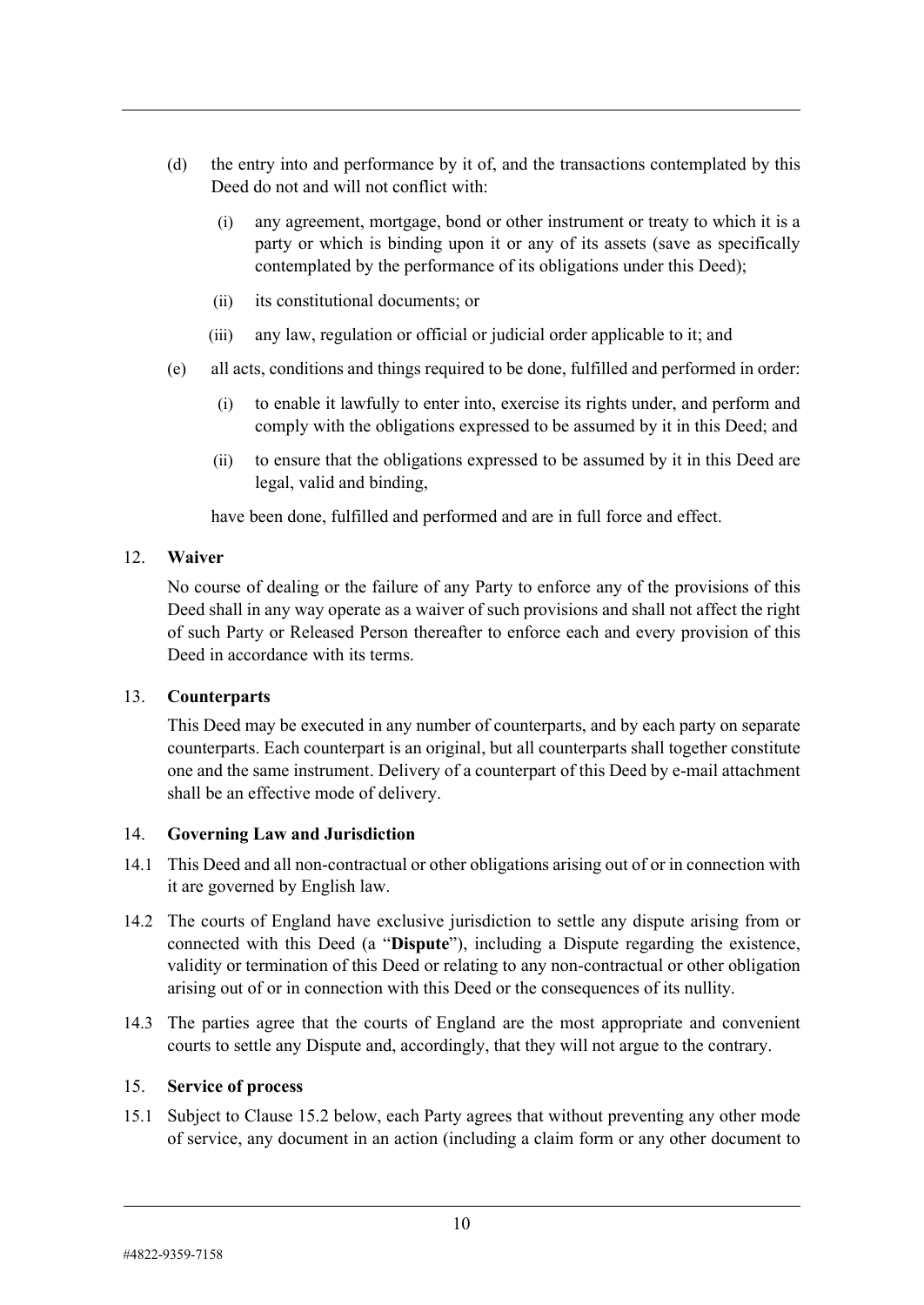(d) the entry into and performance by it of, and the transactions contemplated by this Deed do not and will not conflict with:

  (i) any agreement, mortgage, bond or other instrument or treaty to which it is a party or which is binding upon it or any of its assets (save as specifically contemplated by the performance of its obligations under this Deed);

  (ii) its constitutional documents; or

  (iii) any law, regulation or official or judicial order applicable to it; and

(e) all acts, conditions and things required to be done, fulfilled and performed in order:

  (i) to enable it lawfully to enter into, exercise its rights under, and perform and comply with the obligations expressed to be assumed by it in this Deed; and

  (ii) to ensure that the obligations expressed to be assumed by it in this Deed are legal, valid and binding,

  have been done, fulfilled and performed and are in full force and effect.

12. **Waiver**

No course of dealing or the failure of any Party to enforce any of the provisions of this Deed shall in any way operate as a waiver of such provisions and shall not affect the right of such Party or Released Person thereafter to enforce each and every provision of this Deed in accordance with its terms.

13. **Counterparts**

This Deed may be executed in any number of counterparts, and by each party on separate counterparts. Each counterpart is an original, but all counterparts shall together constitute one and the same instrument. Delivery of a counterpart of this Deed by e-mail attachment shall be an effective mode of delivery.

14. **Governing Law and Jurisdiction**

14.1 This Deed and all non-contractual or other obligations arising out of or in connection with it are governed by English law.

14.2 The courts of England have exclusive jurisdiction to settle any dispute arising from or connected with this Deed (a "**Dispute**"), including a Dispute regarding the existence, validity or termination of this Deed or relating to any non-contractual or other obligation arising out of or in connection with this Deed or the consequences of its nullity.

14.3 The parties agree that the courts of England are the most appropriate and convenient courts to settle any Dispute and, accordingly, that they will not argue to the contrary.

15. **Service of process**

15.1 Subject to Clause 15.2 below, each Party agrees that without preventing any other mode of service, any document in an action (including a claim form or any other document to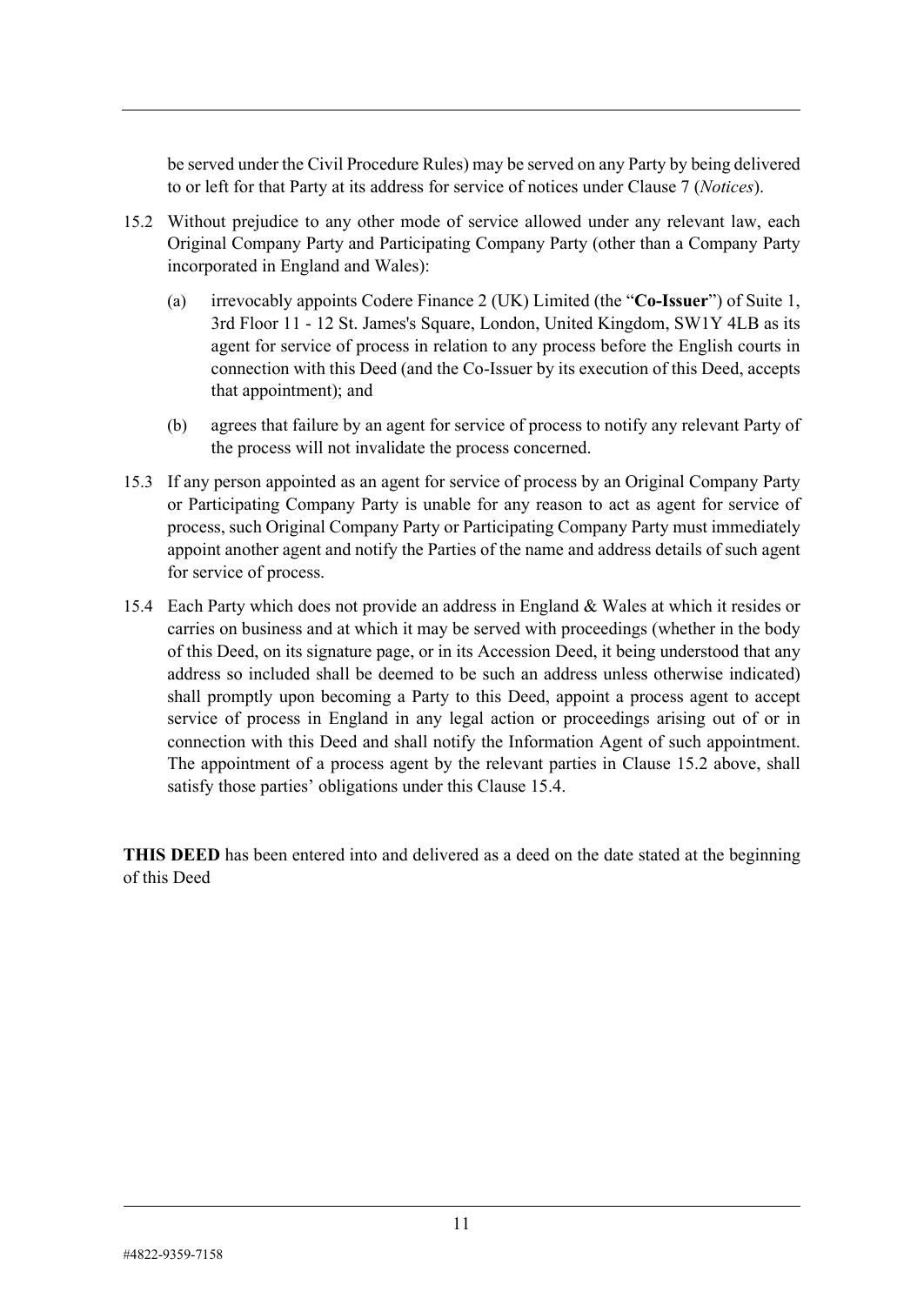be served under the Civil Procedure Rules) may be served on any Party by being delivered to or left for that Party at its address for service of notices under Clause 7 (*Notices*).

15.2 Without prejudice to any other mode of service allowed under any relevant law, each Original Company Party and Participating Company Party (other than a Company Party incorporated in England and Wales):

(a) irrevocably appoints Codere Finance 2 (UK) Limited (the "**Co-Issuer**") of Suite 1, 3rd Floor 11 - 12 St. James's Square, London, United Kingdom, SW1Y 4LB as its agent for service of process in relation to any process before the English courts in connection with this Deed (and the Co-Issuer by its execution of this Deed, accepts that appointment); and

(b) agrees that failure by an agent for service of process to notify any relevant Party of the process will not invalidate the process concerned.

15.3 If any person appointed as an agent for service of process by an Original Company Party or Participating Company Party is unable for any reason to act as agent for service of process, such Original Company Party or Participating Company Party must immediately appoint another agent and notify the Parties of the name and address details of such agent for service of process.

15.4 Each Party which does not provide an address in England & Wales at which it resides or carries on business and at which it may be served with proceedings (whether in the body of this Deed, on its signature page, or in its Accession Deed, it being understood that any address so included shall be deemed to be such an address unless otherwise indicated) shall promptly upon becoming a Party to this Deed, appoint a process agent to accept service of process in England in any legal action or proceedings arising out of or in connection with this Deed and shall notify the Information Agent of such appointment. The appointment of a process agent by the relevant parties in Clause 15.2 above, shall satisfy those parties' obligations under this Clause 15.4.

**THIS DEED** has been entered into and delivered as a deed on the date stated at the beginning of this Deed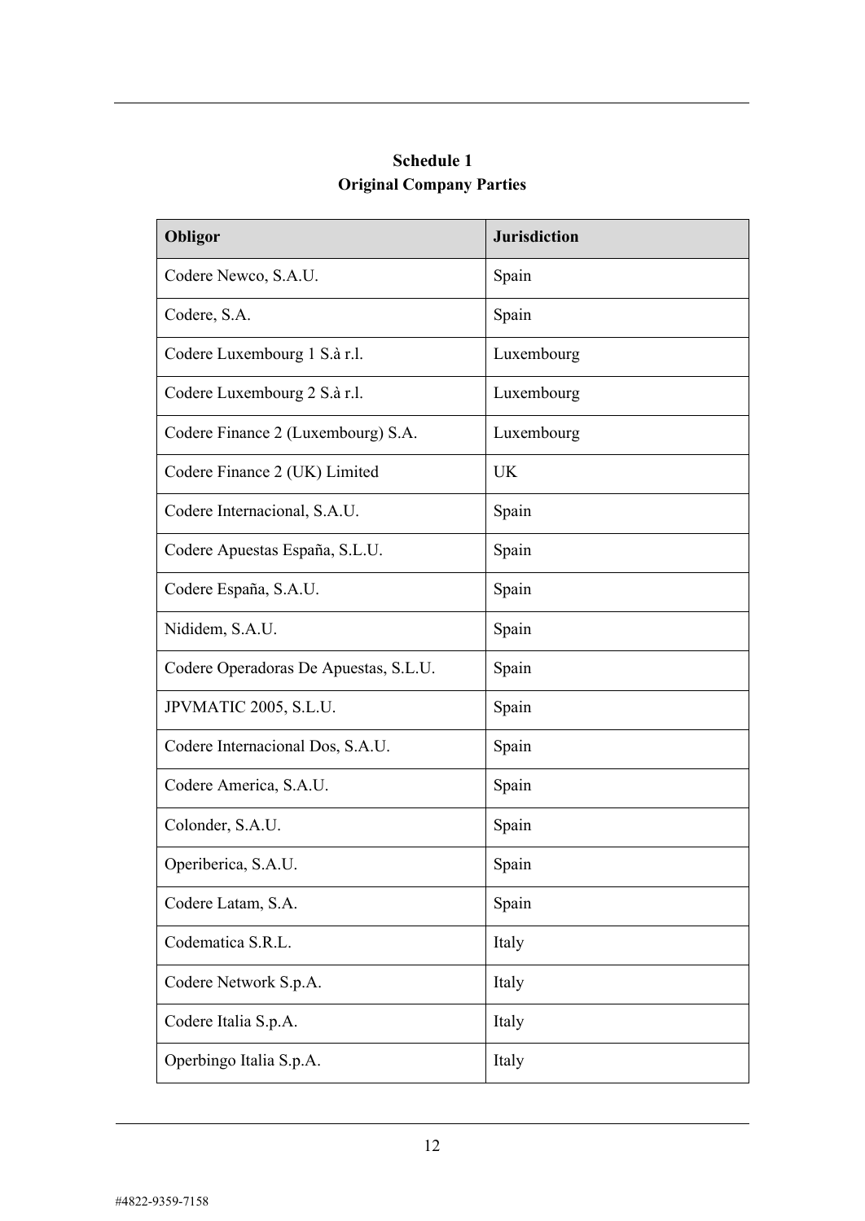## Schedule 1

## Original Company Parties

| Obligor | Jurisdiction |
| --- | --- |
| Codere Newco, S.A.U. | Spain |
| Codere, S.A. | Spain |
| Codere Luxembourg 1 S.à r.l. | Luxembourg |
| Codere Luxembourg 2 S.à r.l. | Luxembourg |
| Codere Finance 2 (Luxembourg) S.A. | Luxembourg |
| Codere Finance 2 (UK) Limited | UK |
| Codere Internacional, S.A.U. | Spain |
| Codere Apuestas España, S.L.U. | Spain |
| Codere España, S.A.U. | Spain |
| Nididem, S.A.U. | Spain |
| Codere Operadoras De Apuestas, S.L.U. | Spain |
| JPVMATIC 2005, S.L.U. | Spain |
| Codere Internacional Dos, S.A.U. | Spain |
| Codere America, S.A.U. | Spain |
| Colonder, S.A.U. | Spain |
| Operiberica, S.A.U. | Spain |
| Codere Latam, S.A. | Spain |
| Codematica S.R.L. | Italy |
| Codere Network S.p.A. | Italy |
| Codere Italia S.p.A. | Italy |
| Operbingo Italia S.p.A. | Italy |

#4822-9359-7158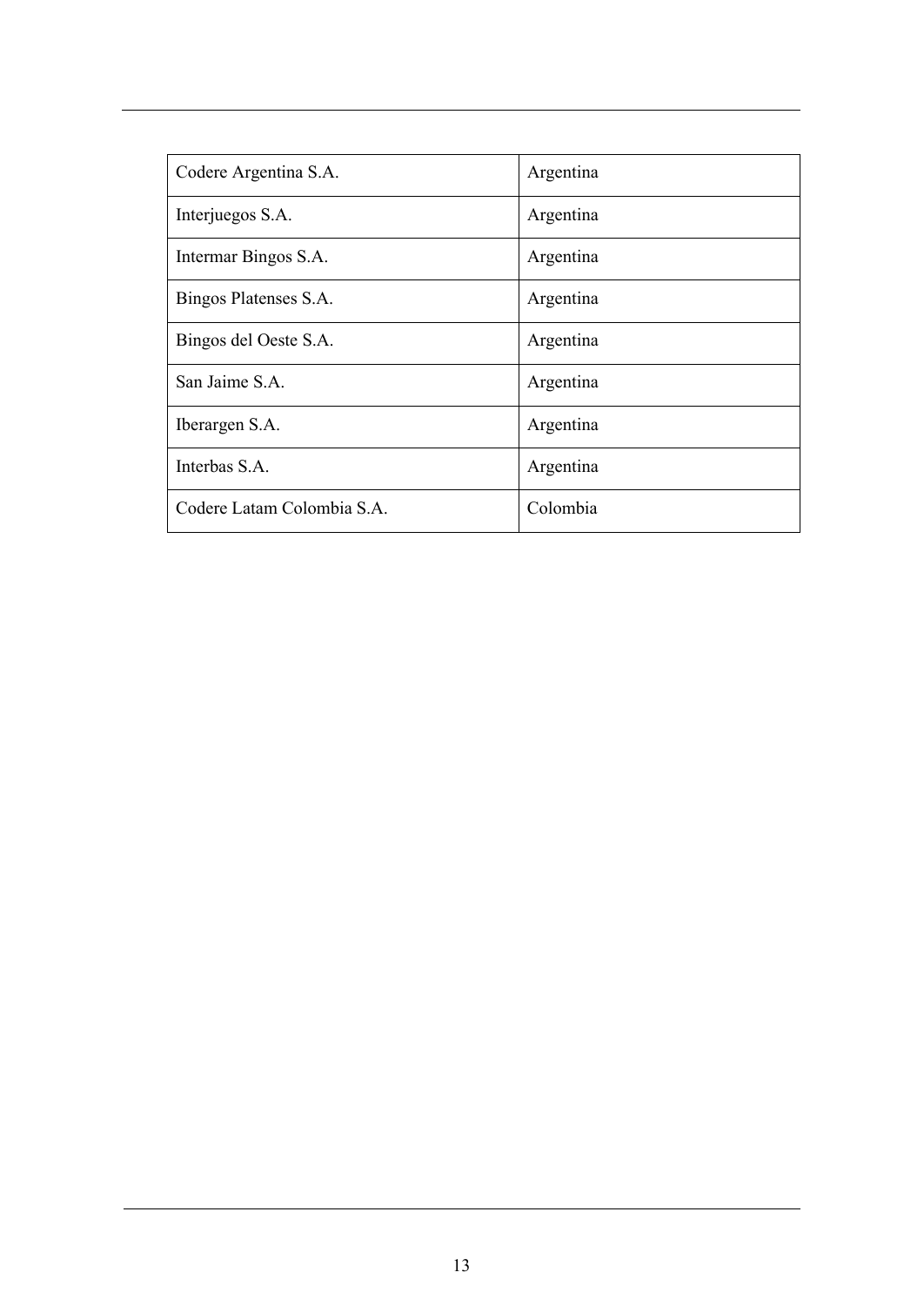| Codere Argentina S.A. | Argentina |
|---|---|
| Interjuegos S.A. | Argentina |
| Intermar Bingos S.A. | Argentina |
| Bingos Platenses S.A. | Argentina |
| Bingos del Oeste S.A. | Argentina |
| San Jaime S.A. | Argentina |
| Iberargen S.A. | Argentina |
| Interbas S.A. | Argentina |
| Codere Latam Colombia S.A. | Colombia |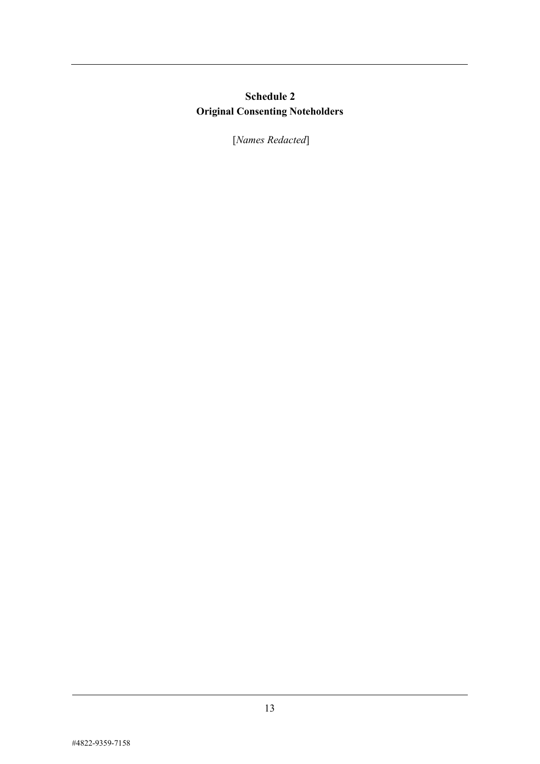## Schedule 2
## Original Consenting Noteholders

[*Names Redacted*]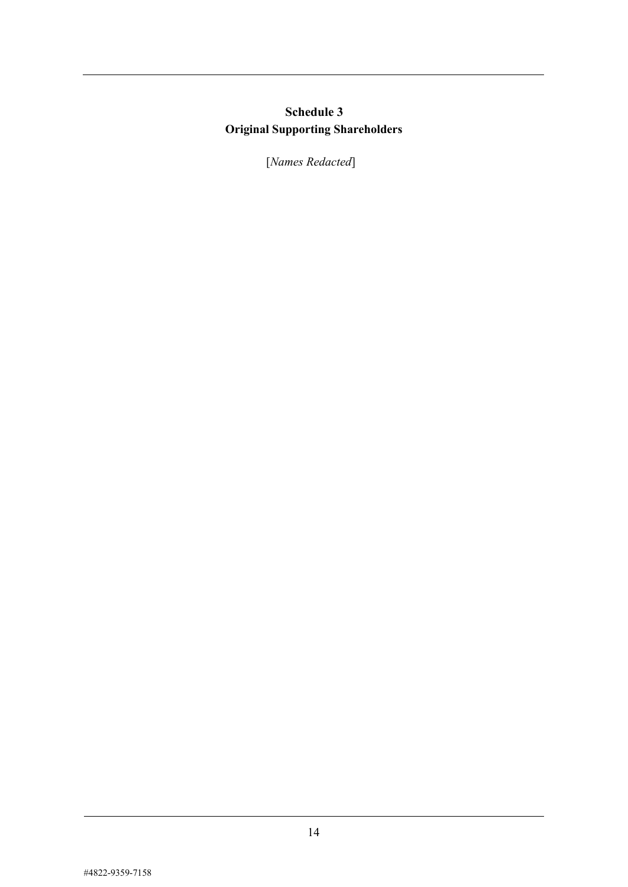## Schedule 3
## Original Supporting Shareholders

[*Names Redacted*]

#4822-9359-7158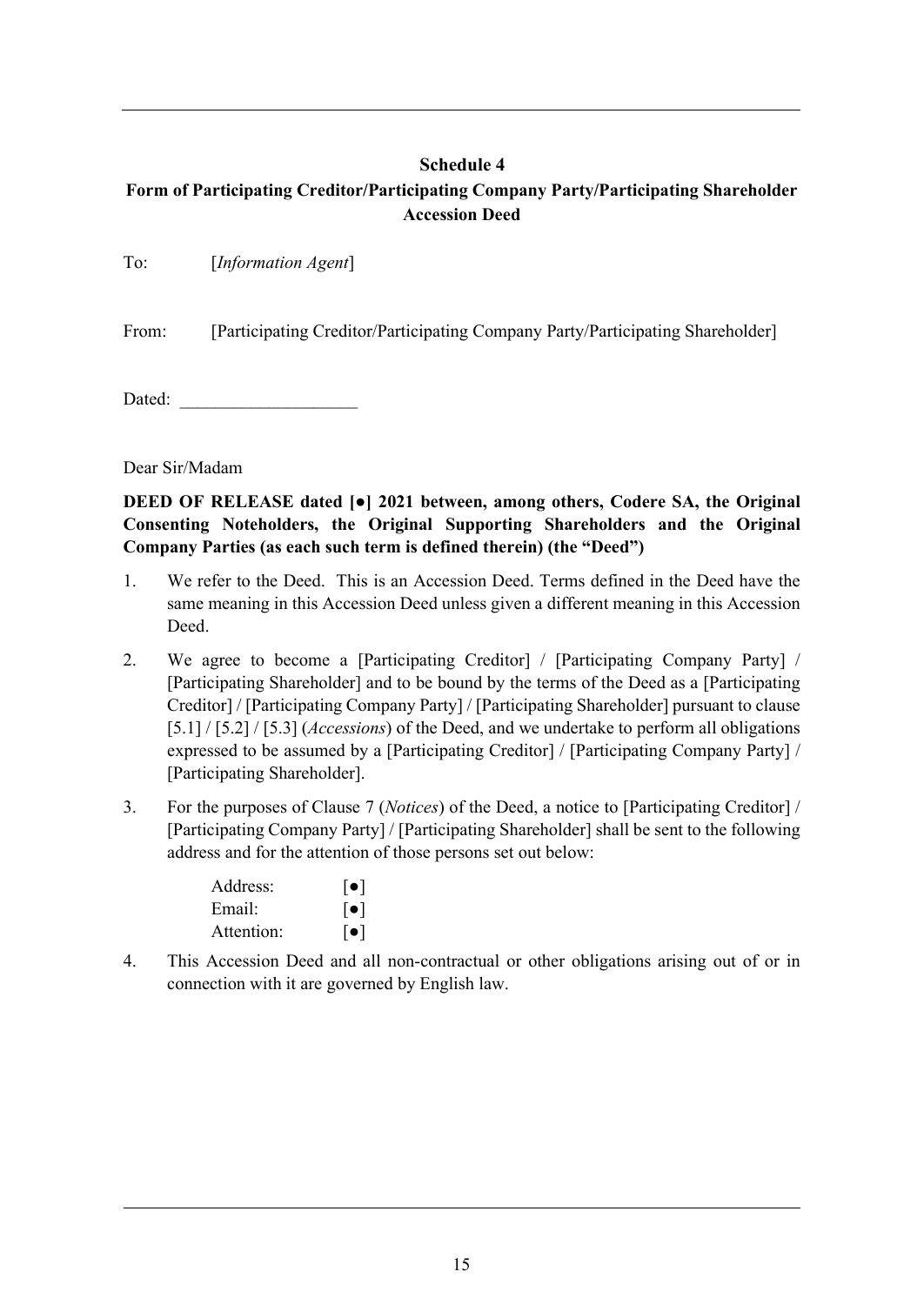## Schedule 4

## Form of Participating Creditor/Participating Company Party/Participating Shareholder Accession Deed

To: [*Information Agent*]

From: [Participating Creditor/Participating Company Party/Participating Shareholder]

Dated: ____________________

Dear Sir/Madam

**DEED OF RELEASE dated [●] 2021 between, among others, Codere SA, the Original Consenting Noteholders, the Original Supporting Shareholders and the Original Company Parties (as each such term is defined therein) (the "Deed")**

1. We refer to the Deed. This is an Accession Deed. Terms defined in the Deed have the same meaning in this Accession Deed unless given a different meaning in this Accession Deed.

2. We agree to become a [Participating Creditor] / [Participating Company Party] / [Participating Shareholder] and to be bound by the terms of the Deed as a [Participating Creditor] / [Participating Company Party] / [Participating Shareholder] pursuant to clause [5.1] / [5.2] / [5.3] (*Accessions*) of the Deed, and we undertake to perform all obligations expressed to be assumed by a [Participating Creditor] / [Participating Company Party] / [Participating Shareholder].

3. For the purposes of Clause 7 (*Notices*) of the Deed, a notice to [Participating Creditor] / [Participating Company Party] / [Participating Shareholder] shall be sent to the following address and for the attention of those persons set out below:

   Address: [●]
   Email: [●]
   Attention: [●]

4. This Accession Deed and all non-contractual or other obligations arising out of or in connection with it are governed by English law.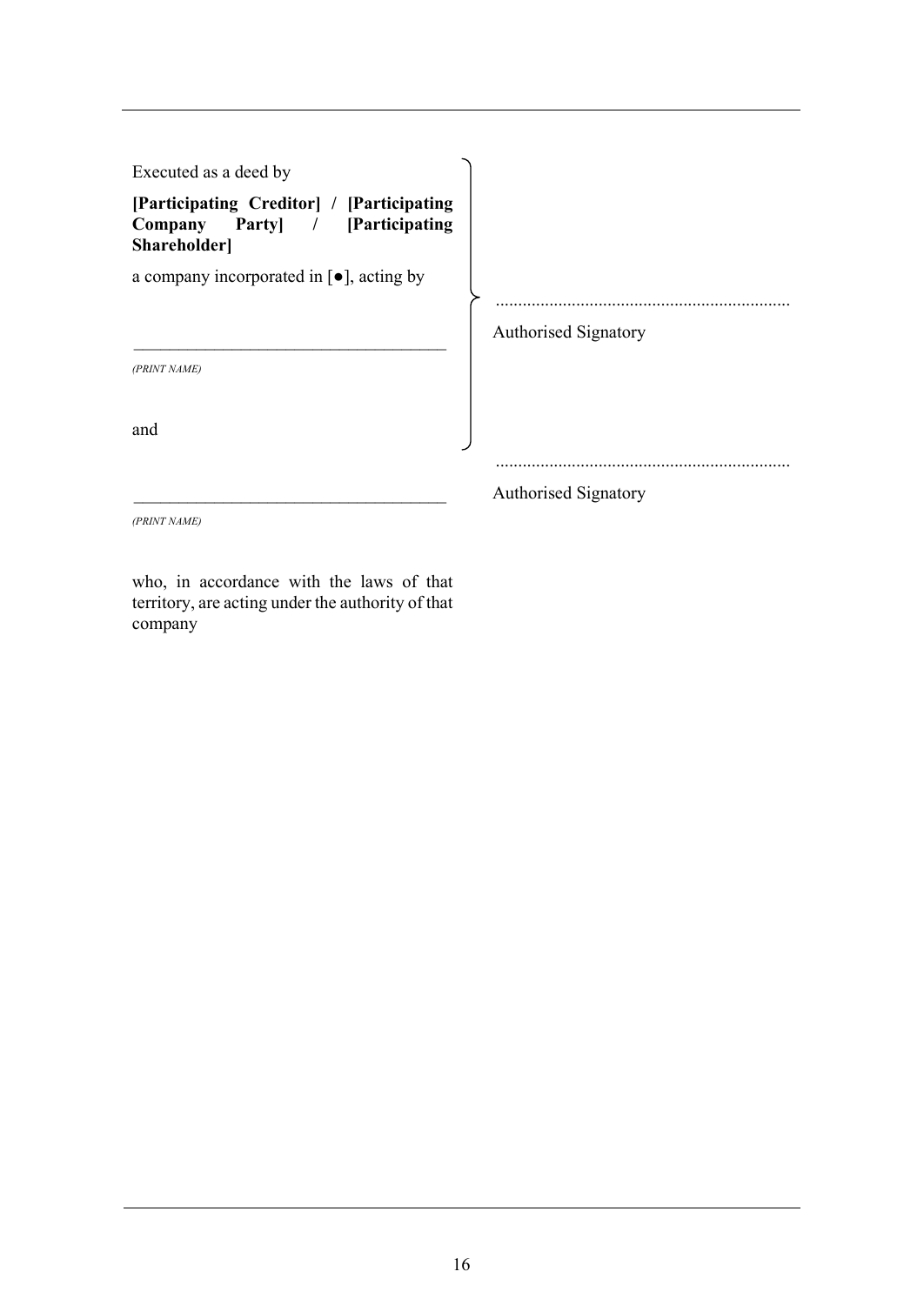Executed as a deed by

**[Participating Creditor] / [Participating Company Party] / [Participating Shareholder]**

a company incorporated in [●], acting by

.................................................................
Authorised Signatory

\_\_\_\_\_\_\_\_\_\_\_\_\_\_\_\_\_\_\_\_\_\_\_\_\_\_\_\_\_\_\_\_\_\_\_\_

*(PRINT NAME)*

and

.................................................................
Authorised Signatory

\_\_\_\_\_\_\_\_\_\_\_\_\_\_\_\_\_\_\_\_\_\_\_\_\_\_\_\_\_\_\_\_\_\_\_\_

*(PRINT NAME)*

who, in accordance with the laws of that territory, are acting under the authority of that company